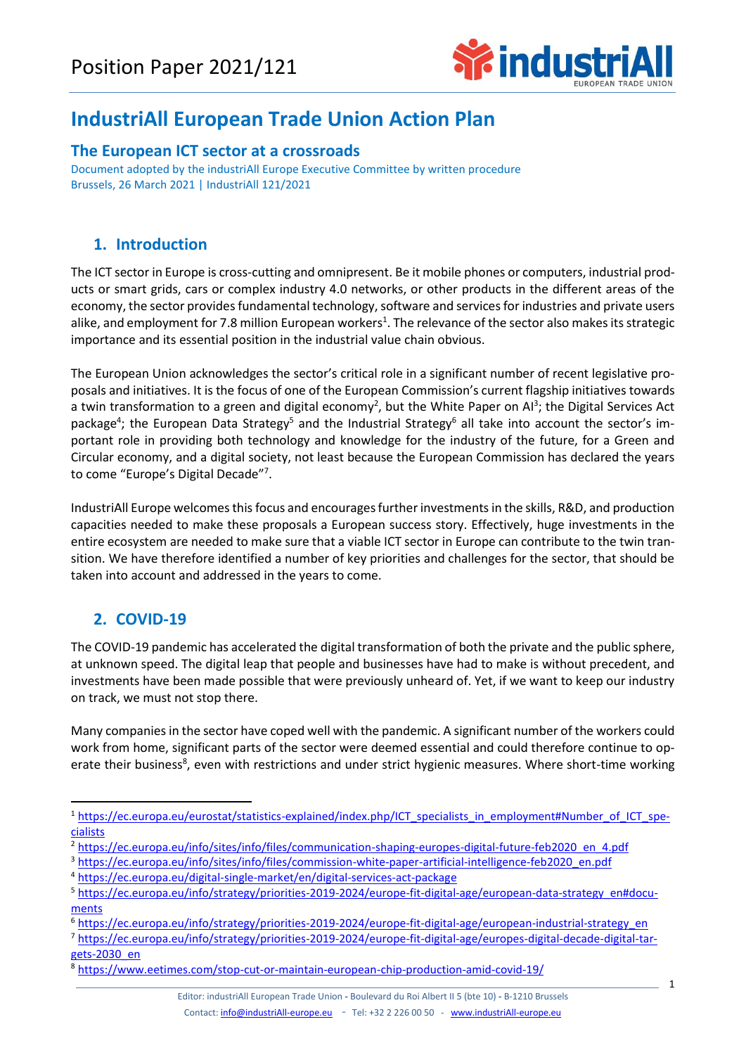Position Paper 2021/121

# IndustriAll European Trade Union Action Plan

## The European ICT sector at a crossroads

Document adopted by the industriAll Europe Executive Committee by written procedure
Brussels, 26 March 2021 | IndustriAll 121/2021

## 1. Introduction

The ICT sector in Europe is cross-cutting and omnipresent. Be it mobile phones or computers, industrial products or smart grids, cars or complex industry 4.0 networks, or other products in the different areas of the economy, the sector provides fundamental technology, software and services for industries and private users alike, and employment for 7.8 million European workers[1]. The relevance of the sector also makes its strategic importance and its essential position in the industrial value chain obvious.

The European Union acknowledges the sector's critical role in a significant number of recent legislative proposals and initiatives. It is the focus of one of the European Commission's current flagship initiatives towards a twin transformation to a green and digital economy[2], but the White Paper on AI[3]; the Digital Services Act package[4]; the European Data Strategy[5] and the Industrial Strategy[6] all take into account the sector's important role in providing both technology and knowledge for the industry of the future, for a Green and Circular economy, and a digital society, not least because the European Commission has declared the years to come "Europe's Digital Decade"[7].

IndustriAll Europe welcomes this focus and encourages further investments in the skills, R&D, and production capacities needed to make these proposals a European success story. Effectively, huge investments in the entire ecosystem are needed to make sure that a viable ICT sector in Europe can contribute to the twin transition. We have therefore identified a number of key priorities and challenges for the sector, that should be taken into account and addressed in the years to come.

## 2. COVID-19

The COVID-19 pandemic has accelerated the digital transformation of both the private and the public sphere, at unknown speed. The digital leap that people and businesses have had to make is without precedent, and investments have been made possible that were previously unheard of. Yet, if we want to keep our industry on track, we must not stop there.

Many companies in the sector have coped well with the pandemic. A significant number of the workers could work from home, significant parts of the sector were deemed essential and could therefore continue to operate their business[8], even with restrictions and under strict hygienic measures. Where short-time working

---

[1] https://ec.europa.eu/eurostat/statistics-explained/index.php/ICT_specialists_in_employment#Number_of_ICT_specialists

[2] https://ec.europa.eu/info/sites/info/files/communication-shaping-europes-digital-future-feb2020_en_4.pdf

[3] https://ec.europa.eu/info/sites/info/files/commission-white-paper-artificial-intelligence-feb2020_en.pdf

[4] https://ec.europa.eu/digital-single-market/en/digital-services-act-package

[5] https://ec.europa.eu/info/strategy/priorities-2019-2024/europe-fit-digital-age/european-data-strategy_en#documents

[6] https://ec.europa.eu/info/strategy/priorities-2019-2024/europe-fit-digital-age/european-industrial-strategy_en

[7] https://ec.europa.eu/info/strategy/priorities-2019-2024/europe-fit-digital-age/europes-digital-decade-digital-targets-2030_en

[8] https://www.eetimes.com/stop-cut-or-maintain-european-chip-production-amid-covid-19/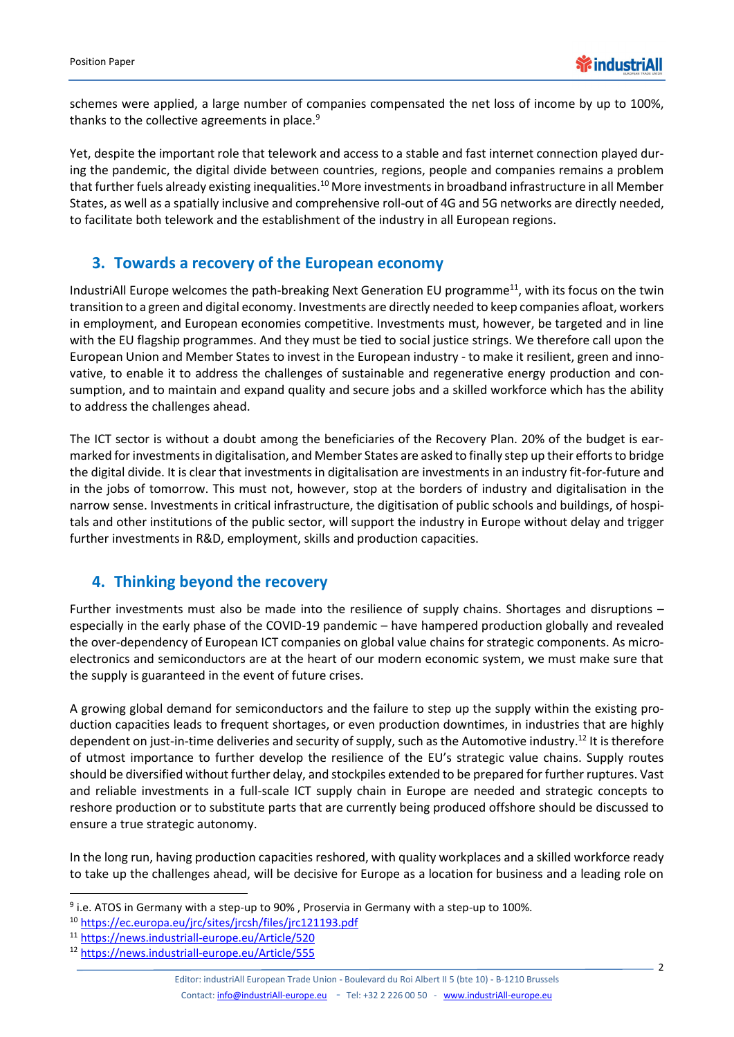schemes were applied, a large number of companies compensated the net loss of income by up to 100%, thanks to the collective agreements in place.[9]

Yet, despite the important role that telework and access to a stable and fast internet connection played during the pandemic, the digital divide between countries, regions, people and companies remains a problem that further fuels already existing inequalities.[10] More investments in broadband infrastructure in all Member States, as well as a spatially inclusive and comprehensive roll-out of 4G and 5G networks are directly needed, to facilitate both telework and the establishment of the industry in all European regions.

## 3. Towards a recovery of the European economy

IndustriAll Europe welcomes the path-breaking Next Generation EU programme[11], with its focus on the twin transition to a green and digital economy. Investments are directly needed to keep companies afloat, workers in employment, and European economies competitive. Investments must, however, be targeted and in line with the EU flagship programmes. And they must be tied to social justice strings. We therefore call upon the European Union and Member States to invest in the European industry - to make it resilient, green and innovative, to enable it to address the challenges of sustainable and regenerative energy production and consumption, and to maintain and expand quality and secure jobs and a skilled workforce which has the ability to address the challenges ahead.

The ICT sector is without a doubt among the beneficiaries of the Recovery Plan. 20% of the budget is earmarked for investments in digitalisation, and Member States are asked to finally step up their efforts to bridge the digital divide. It is clear that investments in digitalisation are investments in an industry fit-for-future and in the jobs of tomorrow. This must not, however, stop at the borders of industry and digitalisation in the narrow sense. Investments in critical infrastructure, the digitisation of public schools and buildings, of hospitals and other institutions of the public sector, will support the industry in Europe without delay and trigger further investments in R&D, employment, skills and production capacities.

## 4. Thinking beyond the recovery

Further investments must also be made into the resilience of supply chains. Shortages and disruptions – especially in the early phase of the COVID-19 pandemic – have hampered production globally and revealed the over-dependency of European ICT companies on global value chains for strategic components. As microelectronics and semiconductors are at the heart of our modern economic system, we must make sure that the supply is guaranteed in the event of future crises.

A growing global demand for semiconductors and the failure to step up the supply within the existing production capacities leads to frequent shortages, or even production downtimes, in industries that are highly dependent on just-in-time deliveries and security of supply, such as the Automotive industry.[12] It is therefore of utmost importance to further develop the resilience of the EU's strategic value chains. Supply routes should be diversified without further delay, and stockpiles extended to be prepared for further ruptures. Vast and reliable investments in a full-scale ICT supply chain in Europe are needed and strategic concepts to reshore production or to substitute parts that are currently being produced offshore should be discussed to ensure a true strategic autonomy.

In the long run, having production capacities reshored, with quality workplaces and a skilled workforce ready to take up the challenges ahead, will be decisive for Europe as a location for business and a leading role on

---

[9] i.e. ATOS in Germany with a step-up to 90% , Proservia in Germany with a step-up to 100%.

[10] https://ec.europa.eu/jrc/sites/jrcsh/files/jrc121193.pdf

[11] https://news.industriall-europe.eu/Article/520

[12] https://news.industriall-europe.eu/Article/555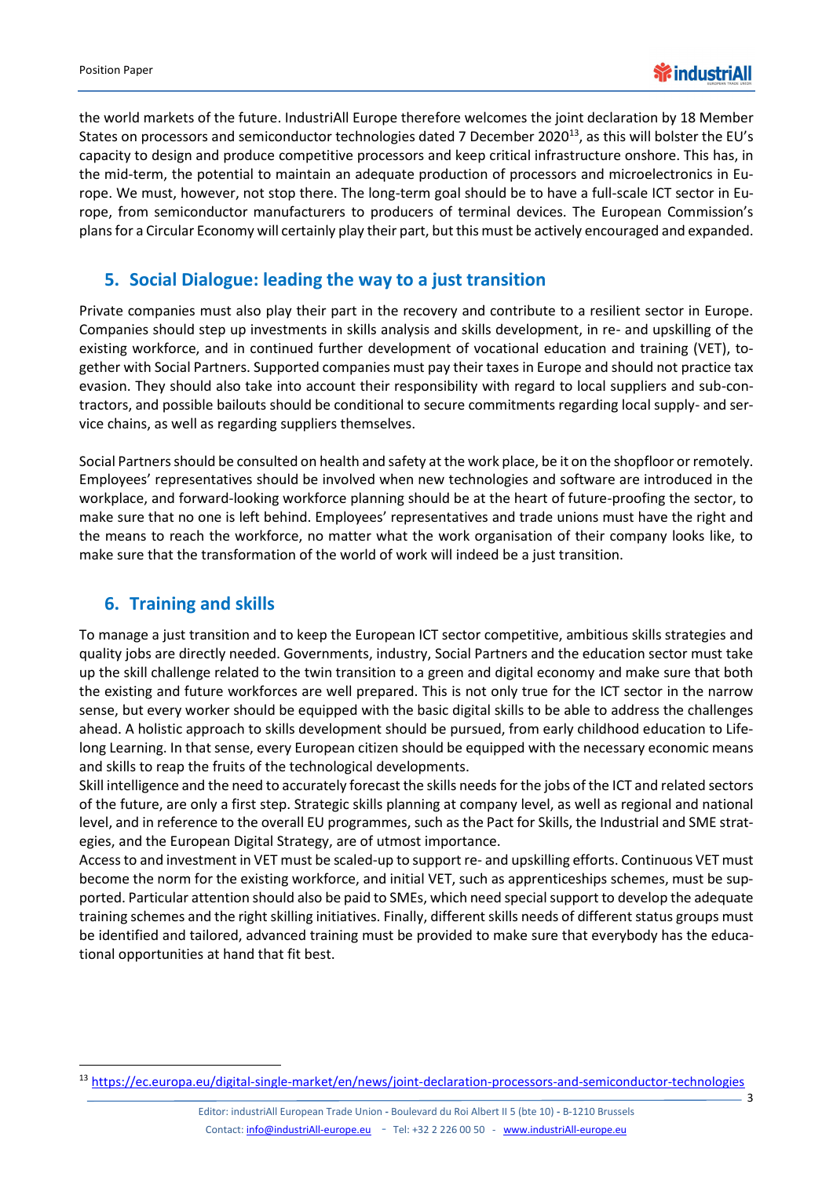the world markets of the future. IndustriAll Europe therefore welcomes the joint declaration by 18 Member States on processors and semiconductor technologies dated 7 December 2020[13], as this will bolster the EU's capacity to design and produce competitive processors and keep critical infrastructure onshore. This has, in the mid-term, the potential to maintain an adequate production of processors and microelectronics in Europe. We must, however, not stop there. The long-term goal should be to have a full-scale ICT sector in Europe, from semiconductor manufacturers to producers of terminal devices. The European Commission's plans for a Circular Economy will certainly play their part, but this must be actively encouraged and expanded.

## 5. Social Dialogue: leading the way to a just transition

Private companies must also play their part in the recovery and contribute to a resilient sector in Europe. Companies should step up investments in skills analysis and skills development, in re- and upskilling of the existing workforce, and in continued further development of vocational education and training (VET), together with Social Partners. Supported companies must pay their taxes in Europe and should not practice tax evasion. They should also take into account their responsibility with regard to local suppliers and sub-contractors, and possible bailouts should be conditional to secure commitments regarding local supply- and service chains, as well as regarding suppliers themselves.

Social Partners should be consulted on health and safety at the work place, be it on the shopfloor or remotely. Employees' representatives should be involved when new technologies and software are introduced in the workplace, and forward-looking workforce planning should be at the heart of future-proofing the sector, to make sure that no one is left behind. Employees' representatives and trade unions must have the right and the means to reach the workforce, no matter what the work organisation of their company looks like, to make sure that the transformation of the world of work will indeed be a just transition.

## 6. Training and skills

To manage a just transition and to keep the European ICT sector competitive, ambitious skills strategies and quality jobs are directly needed. Governments, industry, Social Partners and the education sector must take up the skill challenge related to the twin transition to a green and digital economy and make sure that both the existing and future workforces are well prepared. This is not only true for the ICT sector in the narrow sense, but every worker should be equipped with the basic digital skills to be able to address the challenges ahead. A holistic approach to skills development should be pursued, from early childhood education to Lifelong Learning. In that sense, every European citizen should be equipped with the necessary economic means and skills to reap the fruits of the technological developments.

Skill intelligence and the need to accurately forecast the skills needs for the jobs of the ICT and related sectors of the future, are only a first step. Strategic skills planning at company level, as well as regional and national level, and in reference to the overall EU programmes, such as the Pact for Skills, the Industrial and SME strategies, and the European Digital Strategy, are of utmost importance.

Access to and investment in VET must be scaled-up to support re- and upskilling efforts. Continuous VET must become the norm for the existing workforce, and initial VET, such as apprenticeships schemes, must be supported. Particular attention should also be paid to SMEs, which need special support to develop the adequate training schemes and the right skilling initiatives. Finally, different skills needs of different status groups must be identified and tailored, advanced training must be provided to make sure that everybody has the educational opportunities at hand that fit best.

---

[13] https://ec.europa.eu/digital-single-market/en/news/joint-declaration-processors-and-semiconductor-technologies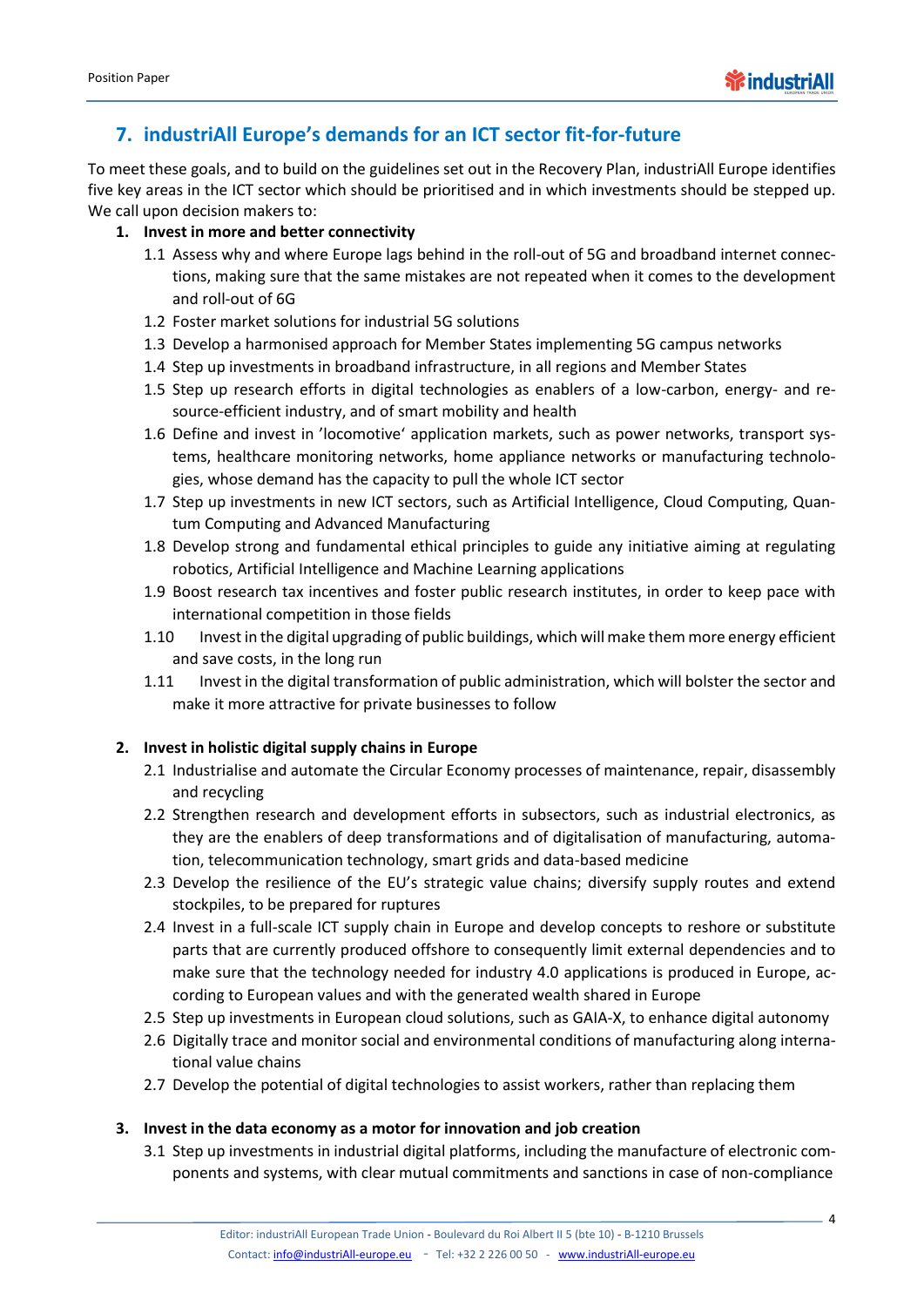## 7. industriAll Europe's demands for an ICT sector fit-for-future

To meet these goals, and to build on the guidelines set out in the Recovery Plan, industriAll Europe identifies five key areas in the ICT sector which should be prioritised and in which investments should be stepped up. We call upon decision makers to:

1. **Invest in more and better connectivity**
   - 1.1 Assess why and where Europe lags behind in the roll-out of 5G and broadband internet connections, making sure that the same mistakes are not repeated when it comes to the development and roll-out of 6G
   - 1.2 Foster market solutions for industrial 5G solutions
   - 1.3 Develop a harmonised approach for Member States implementing 5G campus networks
   - 1.4 Step up investments in broadband infrastructure, in all regions and Member States
   - 1.5 Step up research efforts in digital technologies as enablers of a low-carbon, energy- and resource-efficient industry, and of smart mobility and health
   - 1.6 Define and invest in 'locomotive' application markets, such as power networks, transport systems, healthcare monitoring networks, home appliance networks or manufacturing technologies, whose demand has the capacity to pull the whole ICT sector
   - 1.7 Step up investments in new ICT sectors, such as Artificial Intelligence, Cloud Computing, Quantum Computing and Advanced Manufacturing
   - 1.8 Develop strong and fundamental ethical principles to guide any initiative aiming at regulating robotics, Artificial Intelligence and Machine Learning applications
   - 1.9 Boost research tax incentives and foster public research institutes, in order to keep pace with international competition in those fields
   - 1.10 Invest in the digital upgrading of public buildings, which will make them more energy efficient and save costs, in the long run
   - 1.11 Invest in the digital transformation of public administration, which will bolster the sector and make it more attractive for private businesses to follow

2. **Invest in holistic digital supply chains in Europe**
   - 2.1 Industrialise and automate the Circular Economy processes of maintenance, repair, disassembly and recycling
   - 2.2 Strengthen research and development efforts in subsectors, such as industrial electronics, as they are the enablers of deep transformations and of digitalisation of manufacturing, automation, telecommunication technology, smart grids and data-based medicine
   - 2.3 Develop the resilience of the EU's strategic value chains; diversify supply routes and extend stockpiles, to be prepared for ruptures
   - 2.4 Invest in a full-scale ICT supply chain in Europe and develop concepts to reshore or substitute parts that are currently produced offshore to consequently limit external dependencies and to make sure that the technology needed for industry 4.0 applications is produced in Europe, according to European values and with the generated wealth shared in Europe
   - 2.5 Step up investments in European cloud solutions, such as GAIA-X, to enhance digital autonomy
   - 2.6 Digitally trace and monitor social and environmental conditions of manufacturing along international value chains
   - 2.7 Develop the potential of digital technologies to assist workers, rather than replacing them

3. **Invest in the data economy as a motor for innovation and job creation**
   - 3.1 Step up investments in industrial digital platforms, including the manufacture of electronic components and systems, with clear mutual commitments and sanctions in case of non-compliance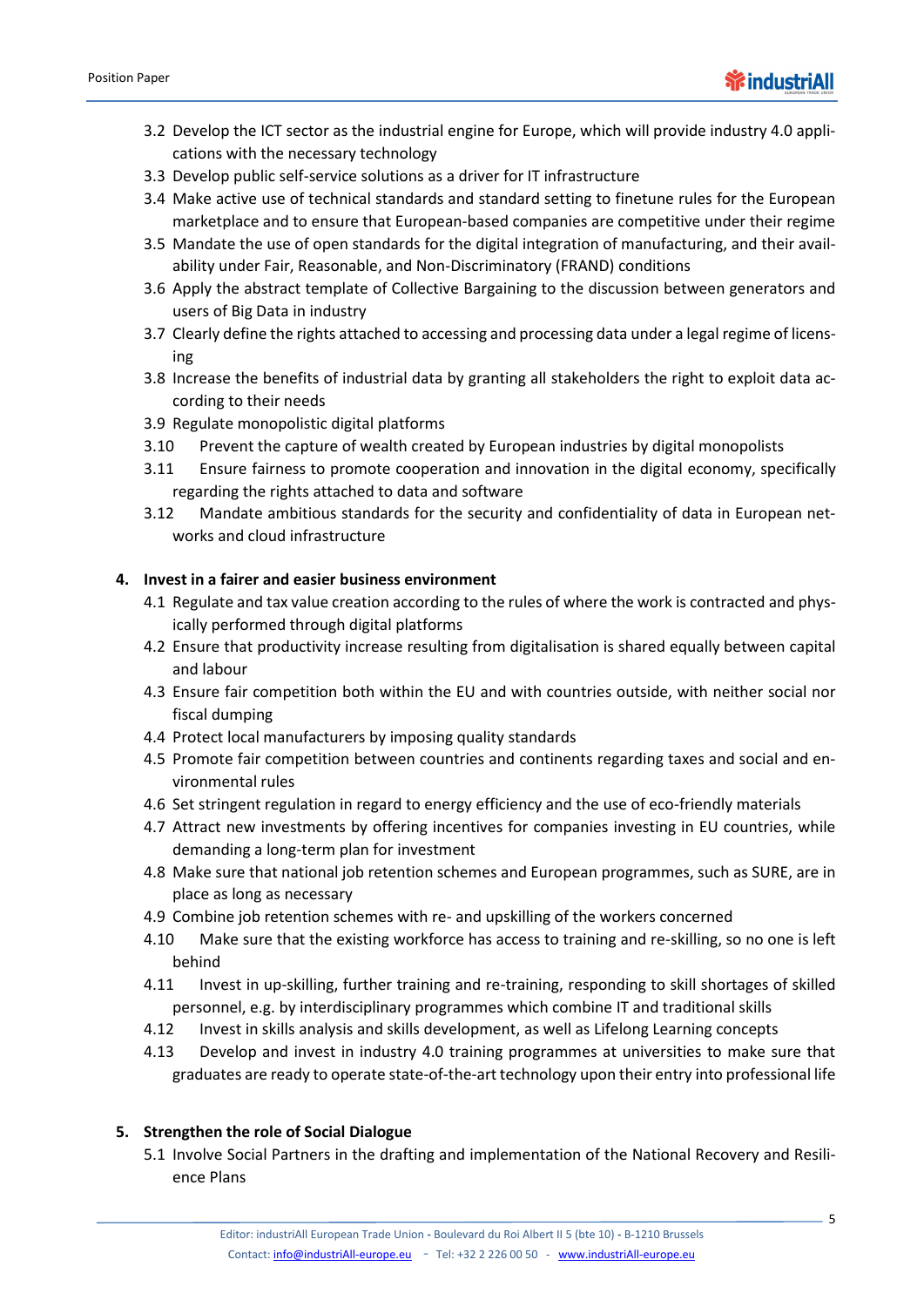- 3.2 Develop the ICT sector as the industrial engine for Europe, which will provide industry 4.0 applications with the necessary technology
- 3.3 Develop public self-service solutions as a driver for IT infrastructure
- 3.4 Make active use of technical standards and standard setting to finetune rules for the European marketplace and to ensure that European-based companies are competitive under their regime
- 3.5 Mandate the use of open standards for the digital integration of manufacturing, and their availability under Fair, Reasonable, and Non-Discriminatory (FRAND) conditions
- 3.6 Apply the abstract template of Collective Bargaining to the discussion between generators and users of Big Data in industry
- 3.7 Clearly define the rights attached to accessing and processing data under a legal regime of licensing
- 3.8 Increase the benefits of industrial data by granting all stakeholders the right to exploit data according to their needs
- 3.9 Regulate monopolistic digital platforms
- 3.10 Prevent the capture of wealth created by European industries by digital monopolists
- 3.11 Ensure fairness to promote cooperation and innovation in the digital economy, specifically regarding the rights attached to data and software
- 3.12 Mandate ambitious standards for the security and confidentiality of data in European networks and cloud infrastructure

**4. Invest in a fairer and easier business environment**

- 4.1 Regulate and tax value creation according to the rules of where the work is contracted and physically performed through digital platforms
- 4.2 Ensure that productivity increase resulting from digitalisation is shared equally between capital and labour
- 4.3 Ensure fair competition both within the EU and with countries outside, with neither social nor fiscal dumping
- 4.4 Protect local manufacturers by imposing quality standards
- 4.5 Promote fair competition between countries and continents regarding taxes and social and environmental rules
- 4.6 Set stringent regulation in regard to energy efficiency and the use of eco-friendly materials
- 4.7 Attract new investments by offering incentives for companies investing in EU countries, while demanding a long-term plan for investment
- 4.8 Make sure that national job retention schemes and European programmes, such as SURE, are in place as long as necessary
- 4.9 Combine job retention schemes with re- and upskilling of the workers concerned
- 4.10 Make sure that the existing workforce has access to training and re-skilling, so no one is left behind
- 4.11 Invest in up-skilling, further training and re-training, responding to skill shortages of skilled personnel, e.g. by interdisciplinary programmes which combine IT and traditional skills
- 4.12 Invest in skills analysis and skills development, as well as Lifelong Learning concepts
- 4.13 Develop and invest in industry 4.0 training programmes at universities to make sure that graduates are ready to operate state-of-the-art technology upon their entry into professional life

**5. Strengthen the role of Social Dialogue**

- 5.1 Involve Social Partners in the drafting and implementation of the National Recovery and Resilience Plans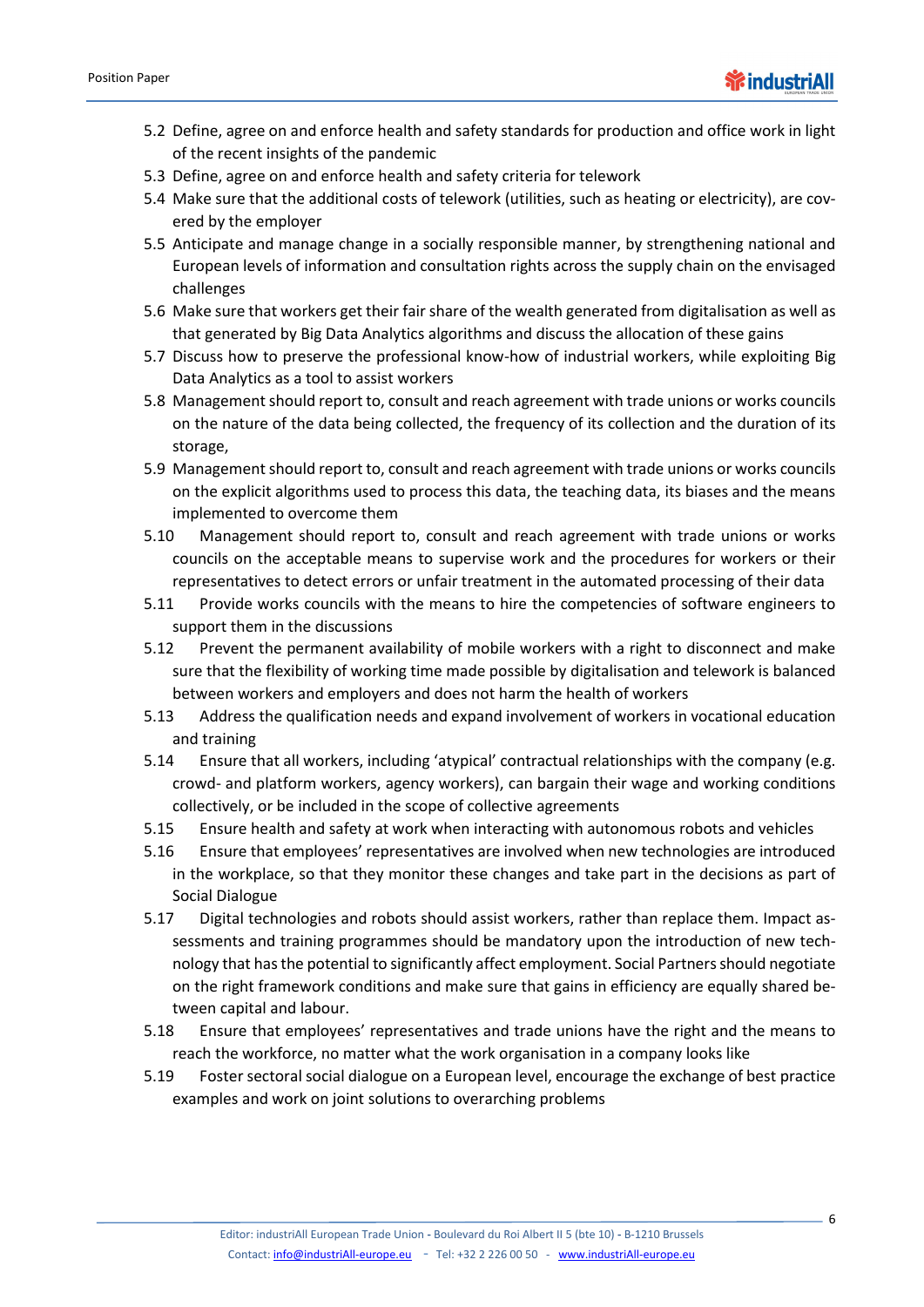5.2 Define, agree on and enforce health and safety standards for production and office work in light of the recent insights of the pandemic

5.3 Define, agree on and enforce health and safety criteria for telework

5.4 Make sure that the additional costs of telework (utilities, such as heating or electricity), are covered by the employer

5.5 Anticipate and manage change in a socially responsible manner, by strengthening national and European levels of information and consultation rights across the supply chain on the envisaged challenges

5.6 Make sure that workers get their fair share of the wealth generated from digitalisation as well as that generated by Big Data Analytics algorithms and discuss the allocation of these gains

5.7 Discuss how to preserve the professional know-how of industrial workers, while exploiting Big Data Analytics as a tool to assist workers

5.8 Management should report to, consult and reach agreement with trade unions or works councils on the nature of the data being collected, the frequency of its collection and the duration of its storage,

5.9 Management should report to, consult and reach agreement with trade unions or works councils on the explicit algorithms used to process this data, the teaching data, its biases and the means implemented to overcome them

5.10 Management should report to, consult and reach agreement with trade unions or works councils on the acceptable means to supervise work and the procedures for workers or their representatives to detect errors or unfair treatment in the automated processing of their data

5.11 Provide works councils with the means to hire the competencies of software engineers to support them in the discussions

5.12 Prevent the permanent availability of mobile workers with a right to disconnect and make sure that the flexibility of working time made possible by digitalisation and telework is balanced between workers and employers and does not harm the health of workers

5.13 Address the qualification needs and expand involvement of workers in vocational education and training

5.14 Ensure that all workers, including 'atypical' contractual relationships with the company (e.g. crowd- and platform workers, agency workers), can bargain their wage and working conditions collectively, or be included in the scope of collective agreements

5.15 Ensure health and safety at work when interacting with autonomous robots and vehicles

5.16 Ensure that employees' representatives are involved when new technologies are introduced in the workplace, so that they monitor these changes and take part in the decisions as part of Social Dialogue

5.17 Digital technologies and robots should assist workers, rather than replace them. Impact assessments and training programmes should be mandatory upon the introduction of new technology that has the potential to significantly affect employment. Social Partners should negotiate on the right framework conditions and make sure that gains in efficiency are equally shared between capital and labour.

5.18 Ensure that employees' representatives and trade unions have the right and the means to reach the workforce, no matter what the work organisation in a company looks like

5.19 Foster sectoral social dialogue on a European level, encourage the exchange of best practice examples and work on joint solutions to overarching problems